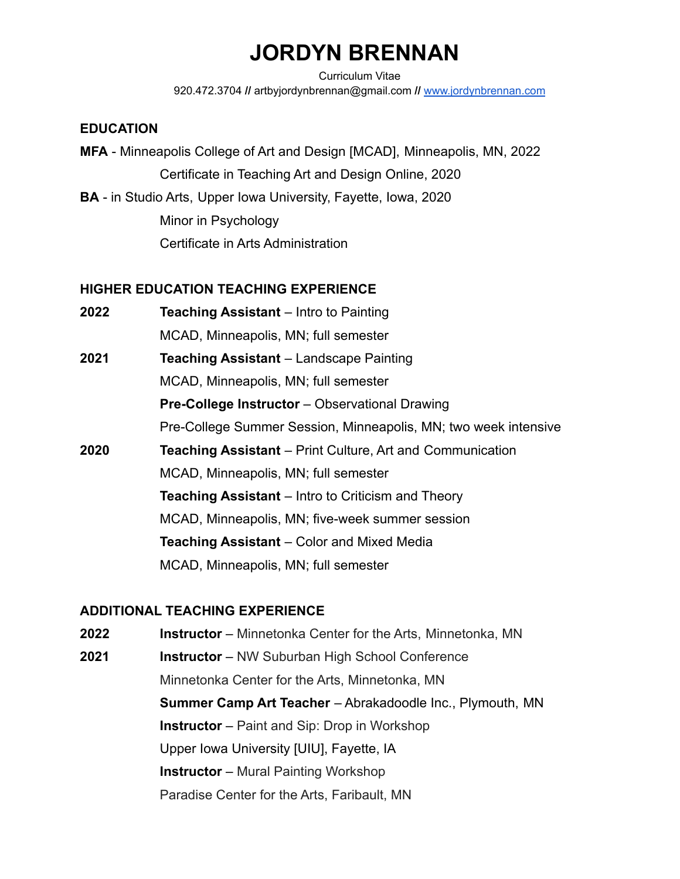# JORDYN BRENNAN

Curriculum Vitae

920.472.3704 // artbyjordynbrennan@gmail.com // www.jordynbrennan.com

## EDUCATION

**MFA** - Minneapolis College of Art and Design [MCAD], Minneapolis, MN, 2022

Certificate in Teaching Art and Design Online, 2020

**BA** - in Studio Arts, Upper Iowa University, Fayette, Iowa, 2020

Minor in Psychology

Certificate in Arts Administration

## HIGHER EDUCATION TEACHING EXPERIENCE

**2022**

**Teaching Assistant** – Intro to Painting
MCAD, Minneapolis, MN; full semester

**2021**

**Teaching Assistant** – Landscape Painting
MCAD, Minneapolis, MN; full semester

**Pre-College Instructor** – Observational Drawing
Pre-College Summer Session, Minneapolis, MN; two week intensive

**2020**

**Teaching Assistant** – Print Culture, Art and Communication
MCAD, Minneapolis, MN; full semester

**Teaching Assistant** – Intro to Criticism and Theory
MCAD, Minneapolis, MN; five-week summer session

**Teaching Assistant** – Color and Mixed Media
MCAD, Minneapolis, MN; full semester

## ADDITIONAL TEACHING EXPERIENCE

**2022**

**Instructor** – Minnetonka Center for the Arts, Minnetonka, MN

**2021**

**Instructor** – NW Suburban High School Conference
Minnetonka Center for the Arts, Minnetonka, MN

**Summer Camp Art Teacher** – Abrakadoodle Inc., Plymouth, MN

**Instructor** – Paint and Sip: Drop in Workshop
Upper Iowa University [UIU], Fayette, IA

**Instructor** – Mural Painting Workshop
Paradise Center for the Arts, Faribault, MN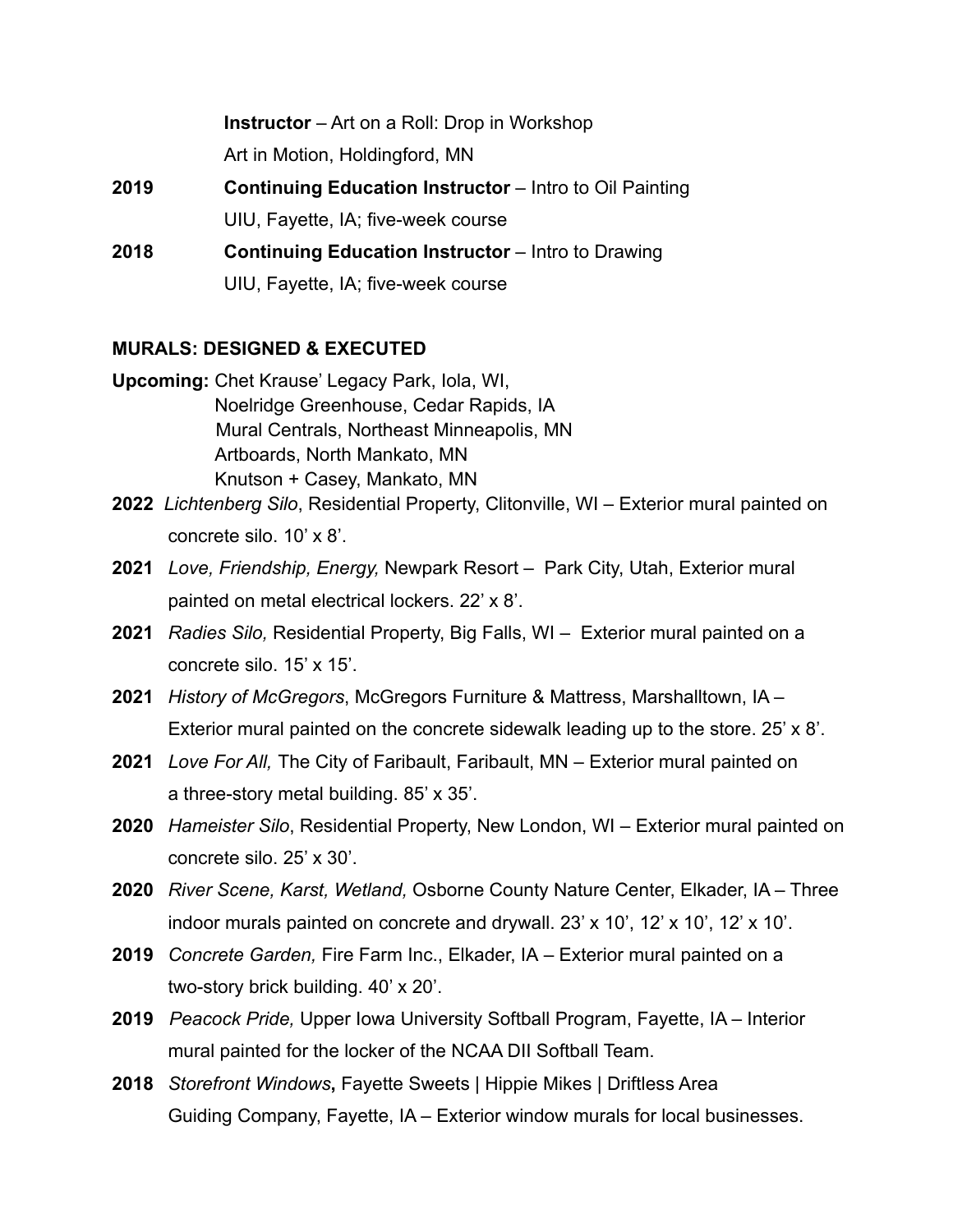**Instructor** – Art on a Roll: Drop in Workshop
Art in Motion, Holdingford, MN

**2019** **Continuing Education Instructor** – Intro to Oil Painting
UIU, Fayette, IA; five-week course

**2018** **Continuing Education Instructor** – Intro to Drawing
UIU, Fayette, IA; five-week course

## MURALS: DESIGNED & EXECUTED

**Upcoming:** Chet Krause' Legacy Park, Iola, WI,
Noelridge Greenhouse, Cedar Rapids, IA
Mural Centrals, Northeast Minneapolis, MN
Artboards, North Mankato, MN
Knutson + Casey, Mankato, MN

**2022** *Lichtenberg Silo*, Residential Property, Clitonville, WI – Exterior mural painted on concrete silo. 10' x 8'.

**2021** *Love, Friendship, Energy,* Newpark Resort – Park City, Utah, Exterior mural painted on metal electrical lockers. 22' x 8'.

**2021** *Radies Silo,* Residential Property, Big Falls, WI – Exterior mural painted on a concrete silo. 15' x 15'.

**2021** *History of McGregors*, McGregors Furniture & Mattress, Marshalltown, IA – Exterior mural painted on the concrete sidewalk leading up to the store. 25' x 8'.

**2021** *Love For All,* The City of Faribault, Faribault, MN – Exterior mural painted on a three-story metal building. 85' x 35'.

**2020** *Hameister Silo*, Residential Property, New London, WI – Exterior mural painted on concrete silo. 25' x 30'.

**2020** *River Scene, Karst, Wetland,* Osborne County Nature Center, Elkader, IA – Three indoor murals painted on concrete and drywall. 23' x 10', 12' x 10', 12' x 10'.

**2019** *Concrete Garden,* Fire Farm Inc., Elkader, IA – Exterior mural painted on a two-story brick building. 40' x 20'.

**2019** *Peacock Pride,* Upper Iowa University Softball Program, Fayette, IA – Interior mural painted for the locker of the NCAA DII Softball Team.

**2018** *Storefront Windows***,** Fayette Sweets | Hippie Mikes | Driftless Area Guiding Company, Fayette, IA – Exterior window murals for local businesses.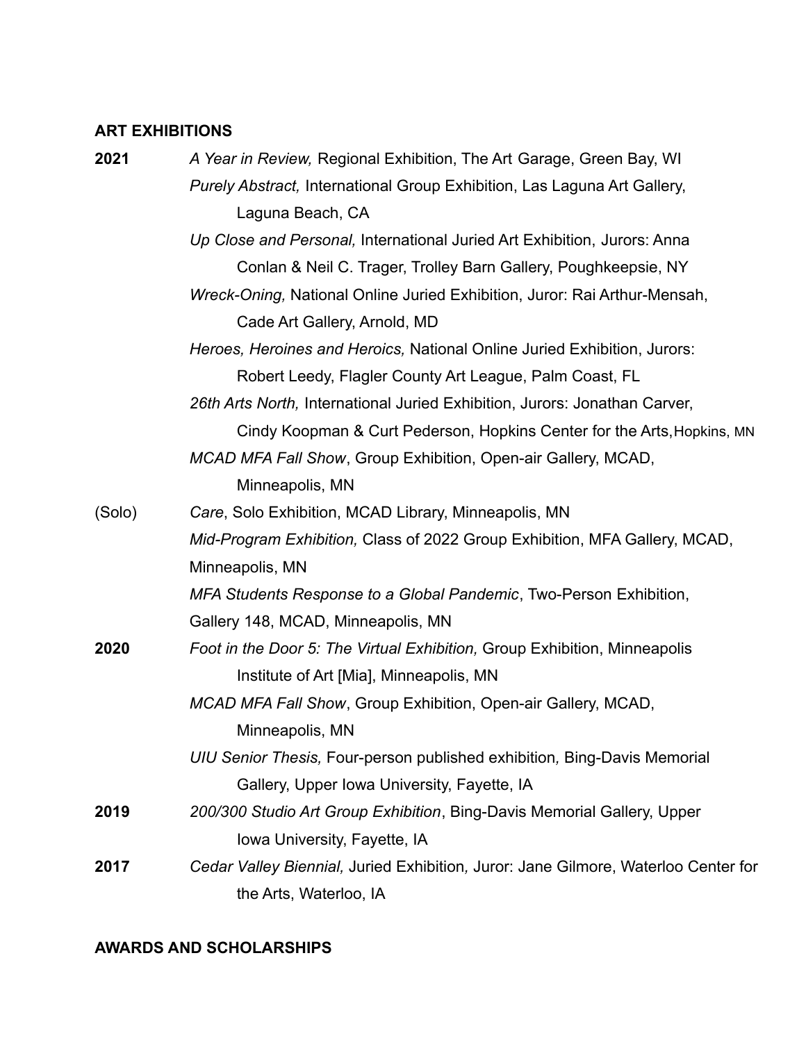**ART EXHIBITIONS**

**2021**

- *A Year in Review,* Regional Exhibition, The Art Garage, Green Bay, WI
- *Purely Abstract,* International Group Exhibition, Las Laguna Art Gallery, Laguna Beach, CA
- *Up Close and Personal,* International Juried Art Exhibition, Jurors: Anna Conlan & Neil C. Trager, Trolley Barn Gallery, Poughkeepsie, NY
- *Wreck-Oning,* National Online Juried Exhibition, Juror: Rai Arthur-Mensah, Cade Art Gallery, Arnold, MD
- *Heroes, Heroines and Heroics,* National Online Juried Exhibition, Jurors: Robert Leedy, Flagler County Art League, Palm Coast, FL
- *26th Arts North,* International Juried Exhibition, Jurors: Jonathan Carver, Cindy Koopman & Curt Pederson, Hopkins Center for the Arts, Hopkins, MN
- *MCAD MFA Fall Show*, Group Exhibition, Open-air Gallery, MCAD, Minneapolis, MN
- (Solo) *Care*, Solo Exhibition, MCAD Library, Minneapolis, MN
- *Mid-Program Exhibition,* Class of 2022 Group Exhibition, MFA Gallery, MCAD, Minneapolis, MN
- *MFA Students Response to a Global Pandemic*, Two-Person Exhibition, Gallery 148, MCAD, Minneapolis, MN

**2020**

- *Foot in the Door 5: The Virtual Exhibition,* Group Exhibition, Minneapolis Institute of Art [Mia], Minneapolis, MN
- *MCAD MFA Fall Show*, Group Exhibition, Open-air Gallery, MCAD, Minneapolis, MN
- *UIU Senior Thesis,* Four-person published exhibition, Bing-Davis Memorial Gallery, Upper Iowa University, Fayette, IA

**2019**

- *200/300 Studio Art Group Exhibition*, Bing-Davis Memorial Gallery, Upper Iowa University, Fayette, IA

**2017**

- *Cedar Valley Biennial,* Juried Exhibition, Juror: Jane Gilmore, Waterloo Center for the Arts, Waterloo, IA

**AWARDS AND SCHOLARSHIPS**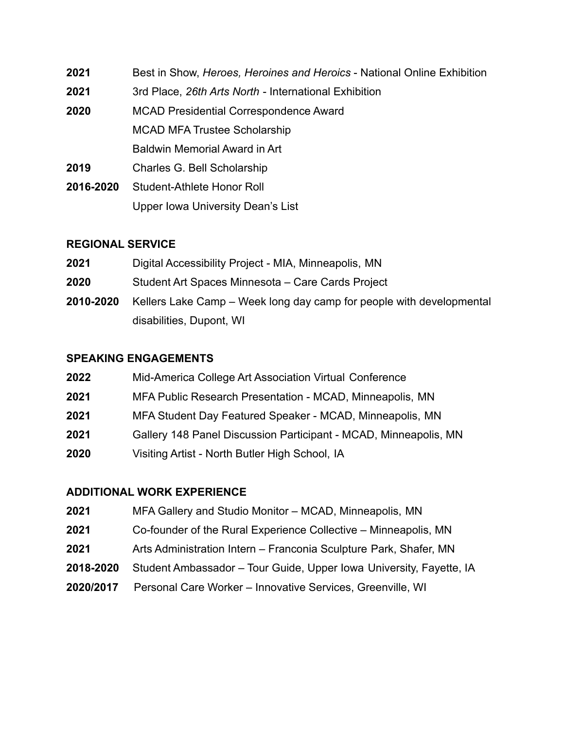**2021** Best in Show, *Heroes, Heroines and Heroics* - National Online Exhibition

**2021** 3rd Place, *26th Arts North* - International Exhibition

**2020** MCAD Presidential Correspondence Award

MCAD MFA Trustee Scholarship

Baldwin Memorial Award in Art

**2019** Charles G. Bell Scholarship

**2016-2020** Student-Athlete Honor Roll

Upper Iowa University Dean's List

**REGIONAL SERVICE**

**2021** Digital Accessibility Project - MIA, Minneapolis, MN

**2020** Student Art Spaces Minnesota – Care Cards Project

**2010-2020** Kellers Lake Camp – Week long day camp for people with developmental disabilities, Dupont, WI

**SPEAKING ENGAGEMENTS**

**2022** Mid-America College Art Association Virtual Conference

**2021** MFA Public Research Presentation - MCAD, Minneapolis, MN

**2021** MFA Student Day Featured Speaker - MCAD, Minneapolis, MN

**2021** Gallery 148 Panel Discussion Participant - MCAD, Minneapolis, MN

**2020** Visiting Artist - North Butler High School, IA

**ADDITIONAL WORK EXPERIENCE**

**2021** MFA Gallery and Studio Monitor – MCAD, Minneapolis, MN

**2021** Co-founder of the Rural Experience Collective – Minneapolis, MN

**2021** Arts Administration Intern – Franconia Sculpture Park, Shafer, MN

**2018-2020** Student Ambassador – Tour Guide, Upper Iowa University, Fayette, IA

**2020/2017** Personal Care Worker – Innovative Services, Greenville, WI